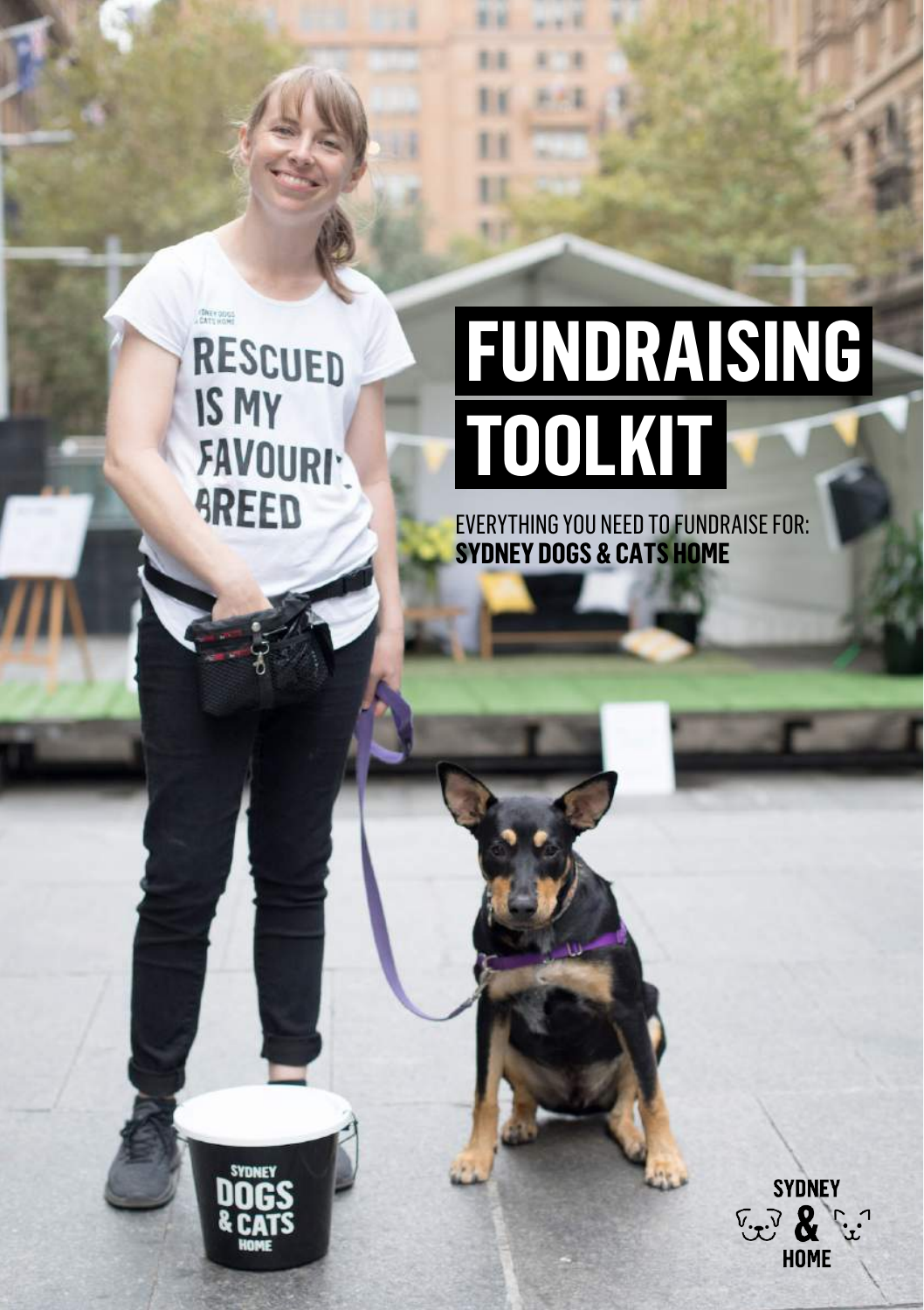# FUNDRAISING TOOLKIT

EVERYTHING YOU NEED TO FUNDRAISE FOR:
**SYDNEY DOGS & CATS HOME**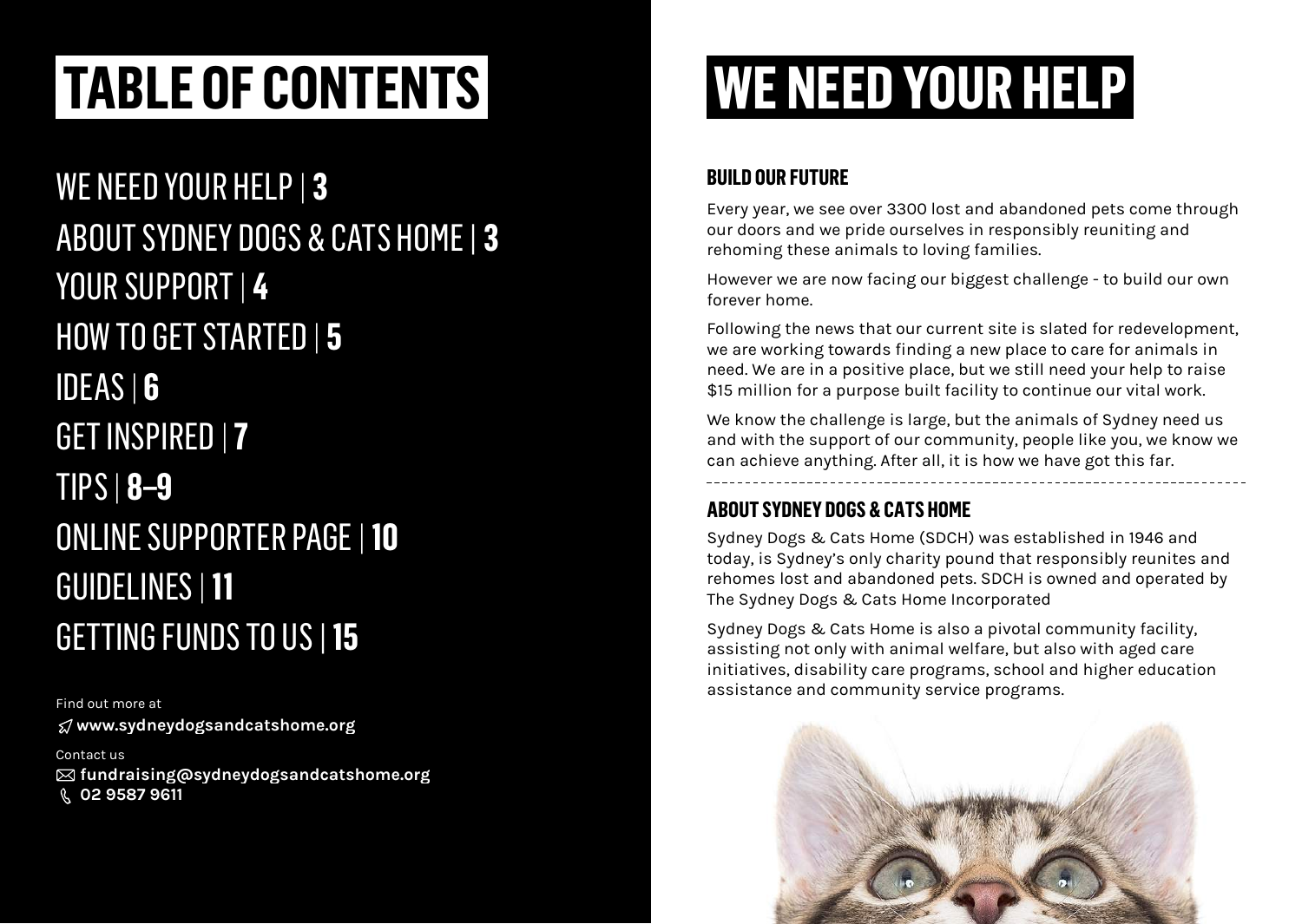# TABLE OF CONTENTS

WE NEED YOUR HELP | **3**
ABOUT SYDNEY DOGS & CATS HOME | **3**
YOUR SUPPORT | **4**
HOW TO GET STARTED | **5**
IDEAS | **6**
GET INSPIRED | **7**
TIPS | **8–9**
ONLINE SUPPORTER PAGE | **10**
GUIDELINES | **11**
GETTING FUNDS TO US | **15**

Find out more at
**www.sydneydogsandcatshome.org**

Contact us
**fundraising@sydneydogsandcatshome.org**
**02 9587 9611**

# WE NEED YOUR HELP

## BUILD OUR FUTURE

Every year, we see over 3300 lost and abandoned pets come through our doors and we pride ourselves in responsibly reuniting and rehoming these animals to loving families.

However we are now facing our biggest challenge - to build our own forever home.

Following the news that our current site is slated for redevelopment, we are working towards finding a new place to care for animals in need. We are in a positive place, but we still need your help to raise $15 million for a purpose built facility to continue our vital work.

We know the challenge is large, but the animals of Sydney need us and with the support of our community, people like you, we know we can achieve anything. After all, it is how we have got this far.

## ABOUT SYDNEY DOGS & CATS HOME

Sydney Dogs & Cats Home (SDCH) was established in 1946 and today, is Sydney's only charity pound that responsibly reunites and rehomes lost and abandoned pets. SDCH is owned and operated by The Sydney Dogs & Cats Home Incorporated

Sydney Dogs & Cats Home is also a pivotal community facility, assisting not only with animal welfare, but also with aged care initiatives, disability care programs, school and higher education assistance and community service programs.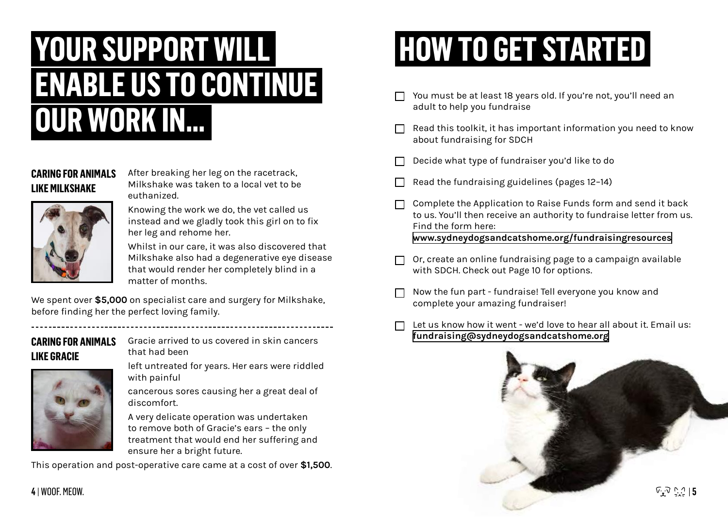# YOUR SUPPORT WILL ENABLE US TO CONTINUE OUR WORK IN...

### CARING FOR ANIMALS LIKE MILKSHAKE

After breaking her leg on the racetrack, Milkshake was taken to a local vet to be euthanized.

Knowing the work we do, the vet called us instead and we gladly took this girl on to fix her leg and rehome her.

Whilst in our care, it was also discovered that Milkshake also had a degenerative eye disease that would render her completely blind in a matter of months.

We spent over **$5,000** on specialist care and surgery for Milkshake, before finding her the perfect loving family.

---

### CARING FOR ANIMALS LIKE GRACIE

Gracie arrived to us covered in skin cancers that had been left untreated for years. Her ears were riddled with painful cancerous sores causing her a great deal of discomfort.

A very delicate operation was undertaken to remove both of Gracie's ears – the only treatment that would end her suffering and ensure her a bright future.

This operation and post-operative care came at a cost of over **$1,500**.

# HOW TO GET STARTED

- ☐ You must be at least 18 years old. If you're not, you'll need an adult to help you fundraise
- ☐ Read this toolkit, it has important information you need to know about fundraising for SDCH
- ☐ Decide what type of fundraiser you'd like to do
- ☐ Read the fundraising guidelines (pages 12–14)
- ☐ Complete the Application to Raise Funds form and send it back to us. You'll then receive an authority to fundraise letter from us. Find the form here: www.sydneydogsandcatshome.org/fundraisingresources
- ☐ Or, create an online fundraising page to a campaign available with SDCH. Check out Page 10 for options.
- ☐ Now the fun part - fundraise! Tell everyone you know and complete your amazing fundraiser!
- ☐ Let us know how it went - we'd love to hear all about it. Email us: fundraising@sydneydogsandcatshome.org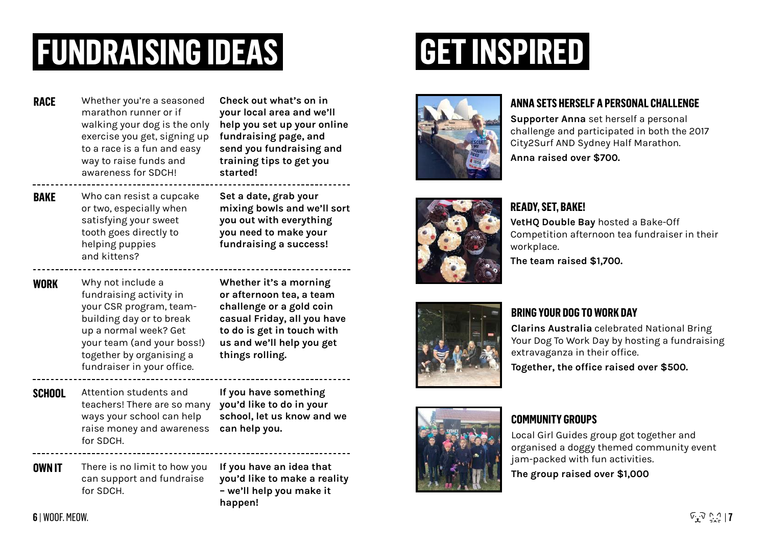# FUNDRAISING IDEAS

| | | |
|---|---|---|
| **RACE** | Whether you're a seasoned marathon runner or if walking your dog is the only exercise you get, signing up to a race is a fun and easy way to raise funds and awareness for SDCH! | **Check out what's on in your local area and we'll help you set up your online fundraising page, and send you fundraising and training tips to get you started!** |
| **BAKE** | Who can resist a cupcake or two, especially when satisfying your sweet tooth goes directly to helping puppies and kittens? | **Set a date, grab your mixing bowls and we'll sort you out with everything you need to make your fundraising a success!** |
| **WORK** | Why not include a fundraising activity in your CSR program, team-building day or to break up a normal week? Get your team (and your boss!) together by organising a fundraiser in your office. | **Whether it's a morning or afternoon tea, a team challenge or a gold coin casual Friday, all you have to do is get in touch with us and we'll help you get things rolling.** |
| **SCHOOL** | Attention students and teachers! There are so many ways your school can help raise money and awareness for SDCH. | **If you have something you'd like to do in your school, let us know and we can help you.** |
| **OWN IT** | There is no limit to how you can support and fundraise for SDCH. | **If you have an idea that you'd like to make a reality – we'll help you make it happen!** |

# GET INSPIRED

## ANNA SETS HERSELF A PERSONAL CHALLENGE

**Supporter Anna** set herself a personal challenge and participated in both the 2017 City2Surf AND Sydney Half Marathon.

**Anna raised over $700.**

## READY, SET, BAKE!

**VetHQ Double Bay** hosted a Bake-Off Competition afternoon tea fundraiser in their workplace.

**The team raised $1,700.**

## BRING YOUR DOG TO WORK DAY

**Clarins Australia** celebrated National Bring Your Dog To Work Day by hosting a fundraising extravaganza in their office.

**Together, the office raised over $500.**

## COMMUNITY GROUPS

Local Girl Guides group got together and organised a doggy themed community event jam-packed with fun activities.

**The group raised over $1,000**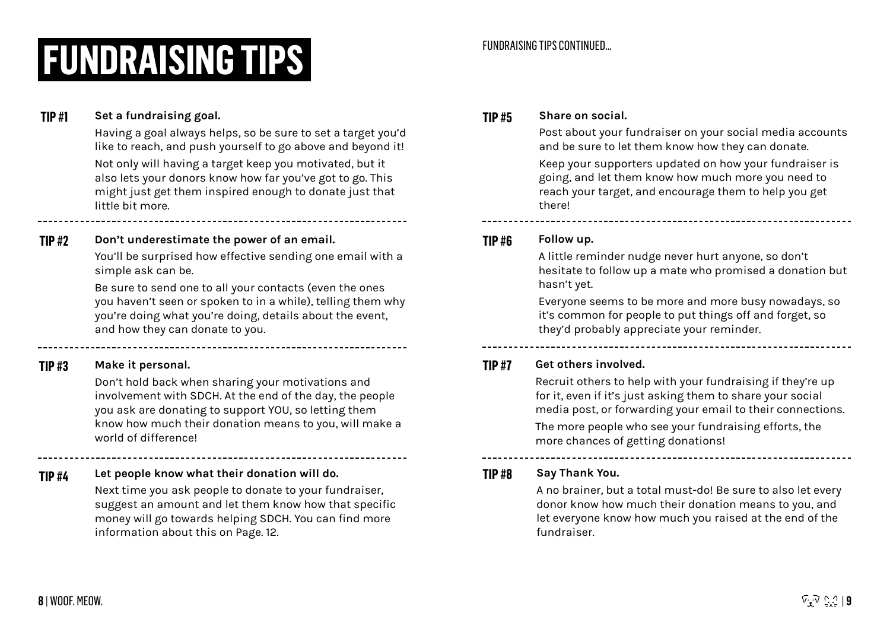# FUNDRAISING TIPS

**TIP #1** **Set a fundraising goal.**

Having a goal always helps, so be sure to set a target you'd like to reach, and push yourself to go above and beyond it!

Not only will having a target keep you motivated, but it also lets your donors know how far you've got to go. This might just get them inspired enough to donate just that little bit more.

---

**TIP #2** **Don't underestimate the power of an email.**

You'll be surprised how effective sending one email with a simple ask can be.

Be sure to send one to all your contacts (even the ones you haven't seen or spoken to in a while), telling them why you're doing what you're doing, details about the event, and how they can donate to you.

---

**TIP #3** **Make it personal.**

Don't hold back when sharing your motivations and involvement with SDCH. At the end of the day, the people you ask are donating to support YOU, so letting them know how much their donation means to you, will make a world of difference!

---

**TIP #4** **Let people know what their donation will do.**

Next time you ask people to donate to your fundraiser, suggest an amount and let them know how that specific money will go towards helping SDCH. You can find more information about this on Page. 12.

FUNDRAISING TIPS CONTINUED...

**TIP #5** **Share on social.**

Post about your fundraiser on your social media accounts and be sure to let them know how they can donate.

Keep your supporters updated on how your fundraiser is going, and let them know how much more you need to reach your target, and encourage them to help you get there!

---

**TIP #6** **Follow up.**

A little reminder nudge never hurt anyone, so don't hesitate to follow up a mate who promised a donation but hasn't yet.

Everyone seems to be more and more busy nowadays, so it's common for people to put things off and forget, so they'd probably appreciate your reminder.

---

**TIP #7** **Get others involved.**

Recruit others to help with your fundraising if they're up for it, even if it's just asking them to share your social media post, or forwarding your email to their connections.

The more people who see your fundraising efforts, the more chances of getting donations!

---

**TIP #8** **Say Thank You.**

A no brainer, but a total must-do! Be sure to also let every donor know how much their donation means to you, and let everyone know how much you raised at the end of the fundraiser.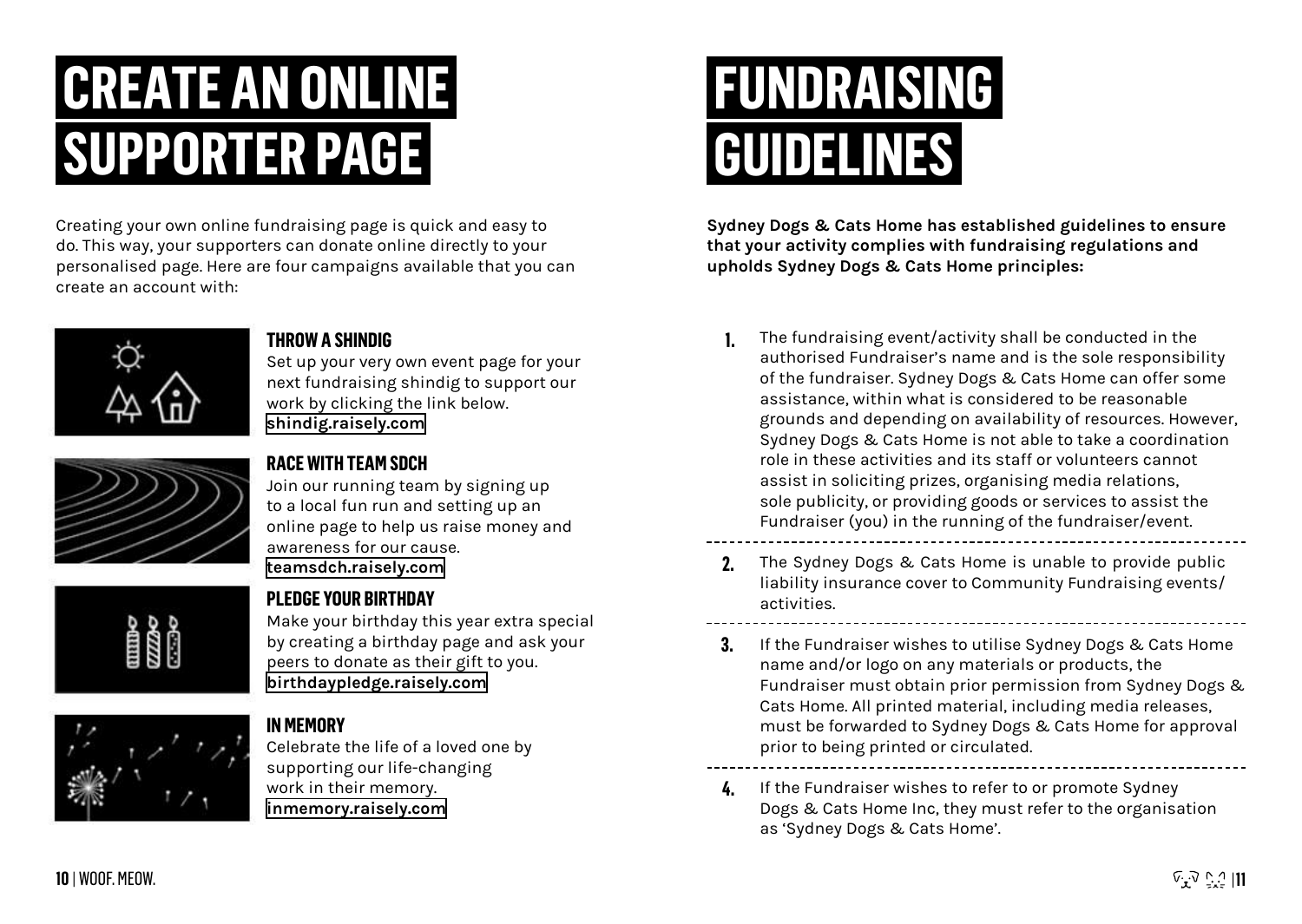# CREATE AN ONLINE SUPPORTER PAGE

Creating your own online fundraising page is quick and easy to do. This way, your supporters can donate online directly to your personalised page. Here are four campaigns available that you can create an account with:

### THROW A SHINDIG

Set up your very own event page for your next fundraising shindig to support our work by clicking the link below.
**shindig.raisely.com**

### RACE WITH TEAM SDCH

Join our running team by signing up to a local fun run and setting up an online page to help us raise money and awareness for our cause.
**teamsdch.raisely.com**

### PLEDGE YOUR BIRTHDAY

Make your birthday this year extra special by creating a birthday page and ask your peers to donate as their gift to you.
**birthdaypledge.raisely.com**

### IN MEMORY

Celebrate the life of a loved one by supporting our life-changing work in their memory.
**inmemory.raisely.com**

# FUNDRAISING GUIDELINES

**Sydney Dogs & Cats Home has established guidelines to ensure that your activity complies with fundraising regulations and upholds Sydney Dogs & Cats Home principles:**

1. The fundraising event/activity shall be conducted in the authorised Fundraiser's name and is the sole responsibility of the fundraiser. Sydney Dogs & Cats Home can offer some assistance, within what is considered to be reasonable grounds and depending on availability of resources. However, Sydney Dogs & Cats Home is not able to take a coordination role in these activities and its staff or volunteers cannot assist in soliciting prizes, organising media relations, sole publicity, or providing goods or services to assist the Fundraiser (you) in the running of the fundraiser/event.

2. The Sydney Dogs & Cats Home is unable to provide public liability insurance cover to Community Fundraising events/activities.

3. If the Fundraiser wishes to utilise Sydney Dogs & Cats Home name and/or logo on any materials or products, the Fundraiser must obtain prior permission from Sydney Dogs & Cats Home. All printed material, including media releases, must be forwarded to Sydney Dogs & Cats Home for approval prior to being printed or circulated.

4. If the Fundraiser wishes to refer to or promote Sydney Dogs & Cats Home Inc, they must refer to the organisation as 'Sydney Dogs & Cats Home'.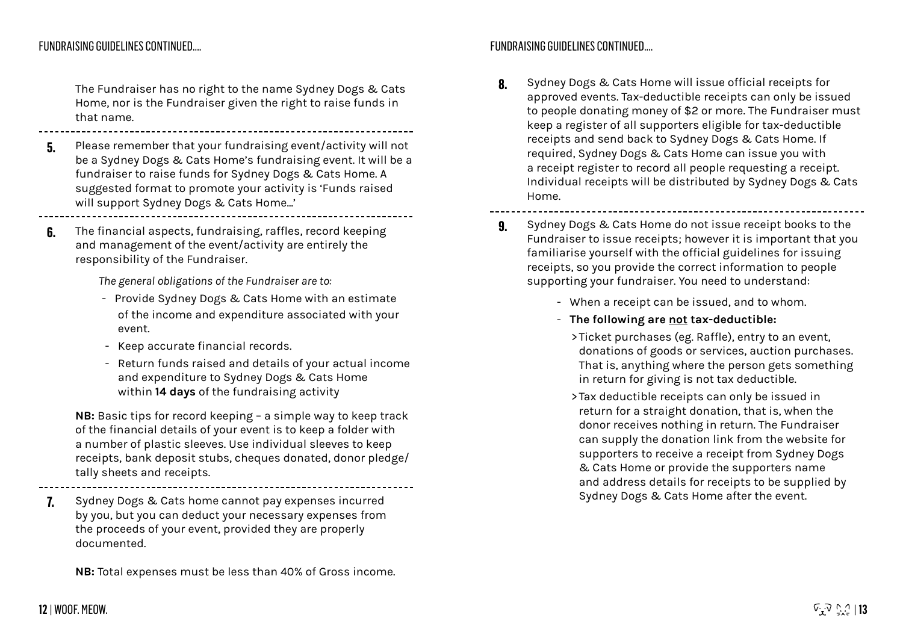The Fundraiser has no right to the name Sydney Dogs & Cats Home, nor is the Fundraiser given the right to raise funds in that name.

---

**5.** Please remember that your fundraising event/activity will not be a Sydney Dogs & Cats Home's fundraising event. It will be a fundraiser to raise funds for Sydney Dogs & Cats Home. A suggested format to promote your activity is 'Funds raised will support Sydney Dogs & Cats Home...'

---

**6.** The financial aspects, fundraising, raffles, record keeping and management of the event/activity are entirely the responsibility of the Fundraiser.

*The general obligations of the Fundraiser are to:*

- Provide Sydney Dogs & Cats Home with an estimate of the income and expenditure associated with your event.
- Keep accurate financial records.
- Return funds raised and details of your actual income and expenditure to Sydney Dogs & Cats Home within **14 days** of the fundraising activity

**NB:** Basic tips for record keeping – a simple way to keep track of the financial details of your event is to keep a folder with a number of plastic sleeves. Use individual sleeves to keep receipts, bank deposit stubs, cheques donated, donor pledge/tally sheets and receipts.

---

**7.** Sydney Dogs & Cats home cannot pay expenses incurred by you, but you can deduct your necessary expenses from the proceeds of your event, provided they are properly documented.

**NB:** Total expenses must be less than 40% of Gross income.

---

**8.** Sydney Dogs & Cats Home will issue official receipts for approved events. Tax-deductible receipts can only be issued to people donating money of $2 or more. The Fundraiser must keep a register of all supporters eligible for tax-deductible receipts and send back to Sydney Dogs & Cats Home. If required, Sydney Dogs & Cats Home can issue you with a receipt register to record all people requesting a receipt. Individual receipts will be distributed by Sydney Dogs & Cats Home.

---

**9.** Sydney Dogs & Cats Home do not issue receipt books to the Fundraiser to issue receipts; however it is important that you familiarise yourself with the official guidelines for issuing receipts, so you provide the correct information to people supporting your fundraiser. You need to understand:

- When a receipt can be issued, and to whom.
- **The following are <u>not</u> tax-deductible:**
  - > Ticket purchases (eg. Raffle), entry to an event, donations of goods or services, auction purchases. That is, anything where the person gets something in return for giving is not tax deductible.
  - > Tax deductible receipts can only be issued in return for a straight donation, that is, when the donor receives nothing in return. The Fundraiser can supply the donation link from the website for supporters to receive a receipt from Sydney Dogs & Cats Home or provide the supporters name and address details for receipts to be supplied by Sydney Dogs & Cats Home after the event.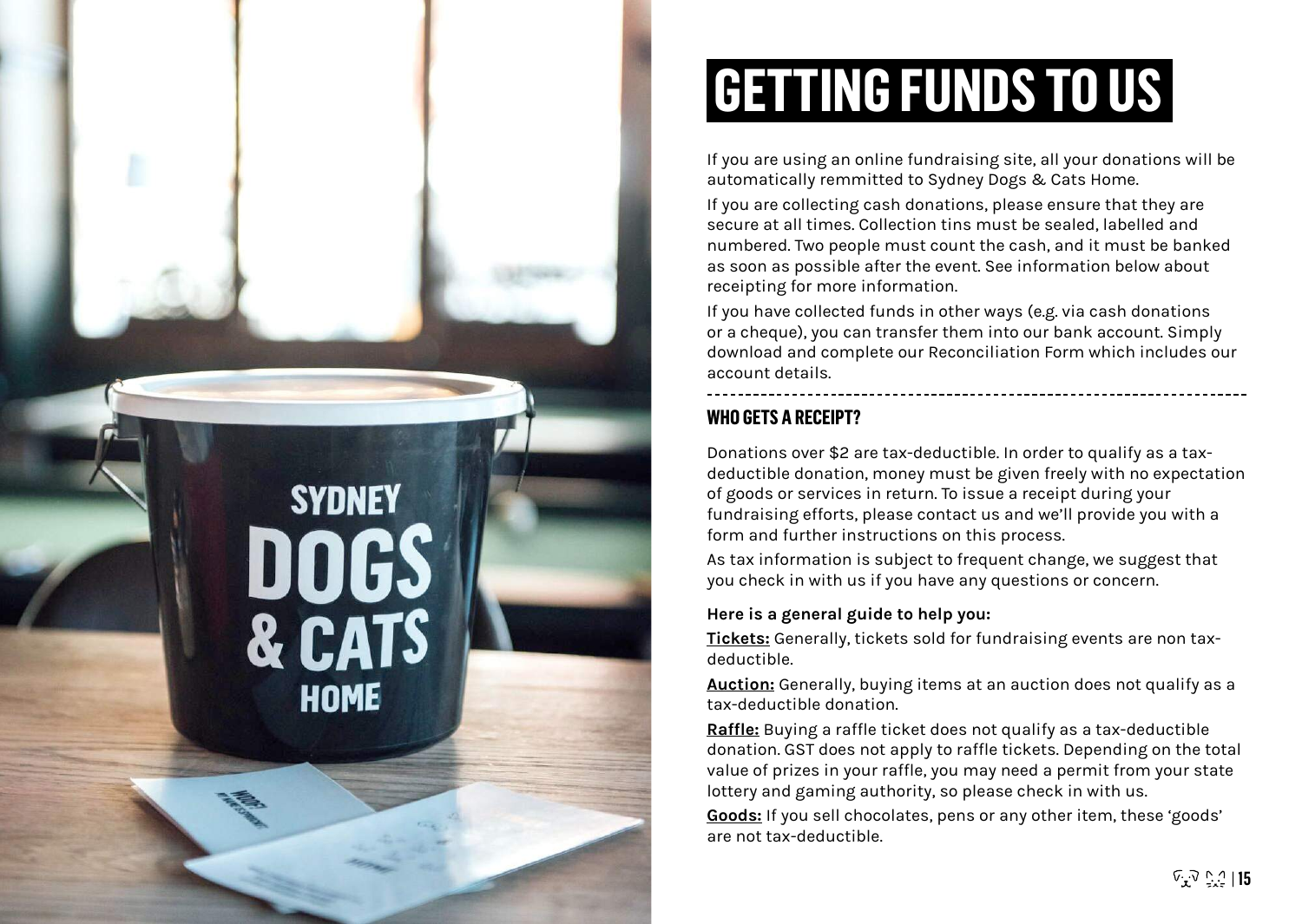# GETTING FUNDS TO US

If you are using an online fundraising site, all your donations will be automatically remmitted to Sydney Dogs & Cats Home.

If you are collecting cash donations, please ensure that they are secure at all times. Collection tins must be sealed, labelled and numbered. Two people must count the cash, and it must be banked as soon as possible after the event. See information below about receipting for more information.

If you have collected funds in other ways (e.g. via cash donations or a cheque), you can transfer them into our bank account. Simply download and complete our Reconciliation Form which includes our account details.

## WHO GETS A RECEIPT?

Donations over $2 are tax-deductible. In order to qualify as a tax-deductible donation, money must be given freely with no expectation of goods or services in return. To issue a receipt during your fundraising efforts, please contact us and we'll provide you with a form and further instructions on this process.

As tax information is subject to frequent change, we suggest that you check in with us if you have any questions or concern.

**Here is a general guide to help you:**

**Tickets:** Generally, tickets sold for fundraising events are non tax-deductible.

**Auction:** Generally, buying items at an auction does not qualify as a tax-deductible donation.

**Raffle:** Buying a raffle ticket does not qualify as a tax-deductible donation. GST does not apply to raffle tickets. Depending on the total value of prizes in your raffle, you may need a permit from your state lottery and gaming authority, so please check in with us.

**Goods:** If you sell chocolates, pens or any other item, these 'goods' are not tax-deductible.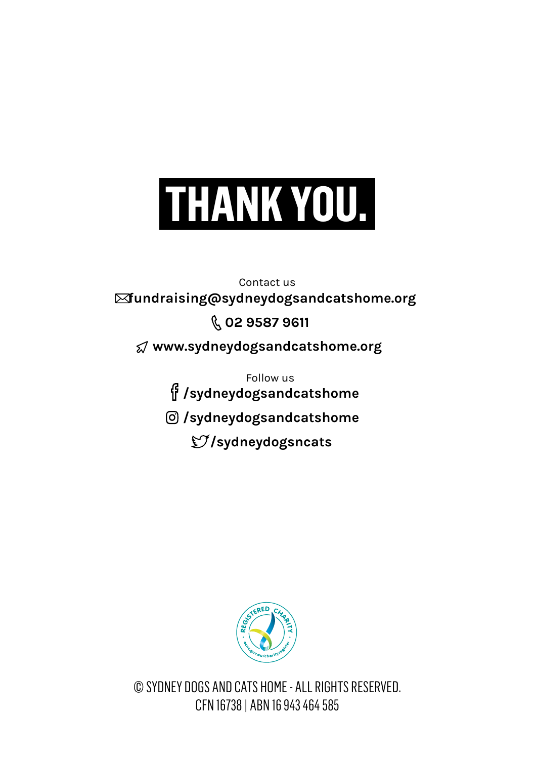# THANK YOU.

Contact us

**fundraising@sydneydogsandcatshome.org**

**02 9587 9611**

**www.sydneydogsandcatshome.org**

Follow us

**/sydneydogsandcatshome**

**/sydneydogsandcatshome**

**/sydneydogsncats**

© SYDNEY DOGS AND CATS HOME - ALL RIGHTS RESERVED.
CFN 16738 | ABN 16 943 464 585